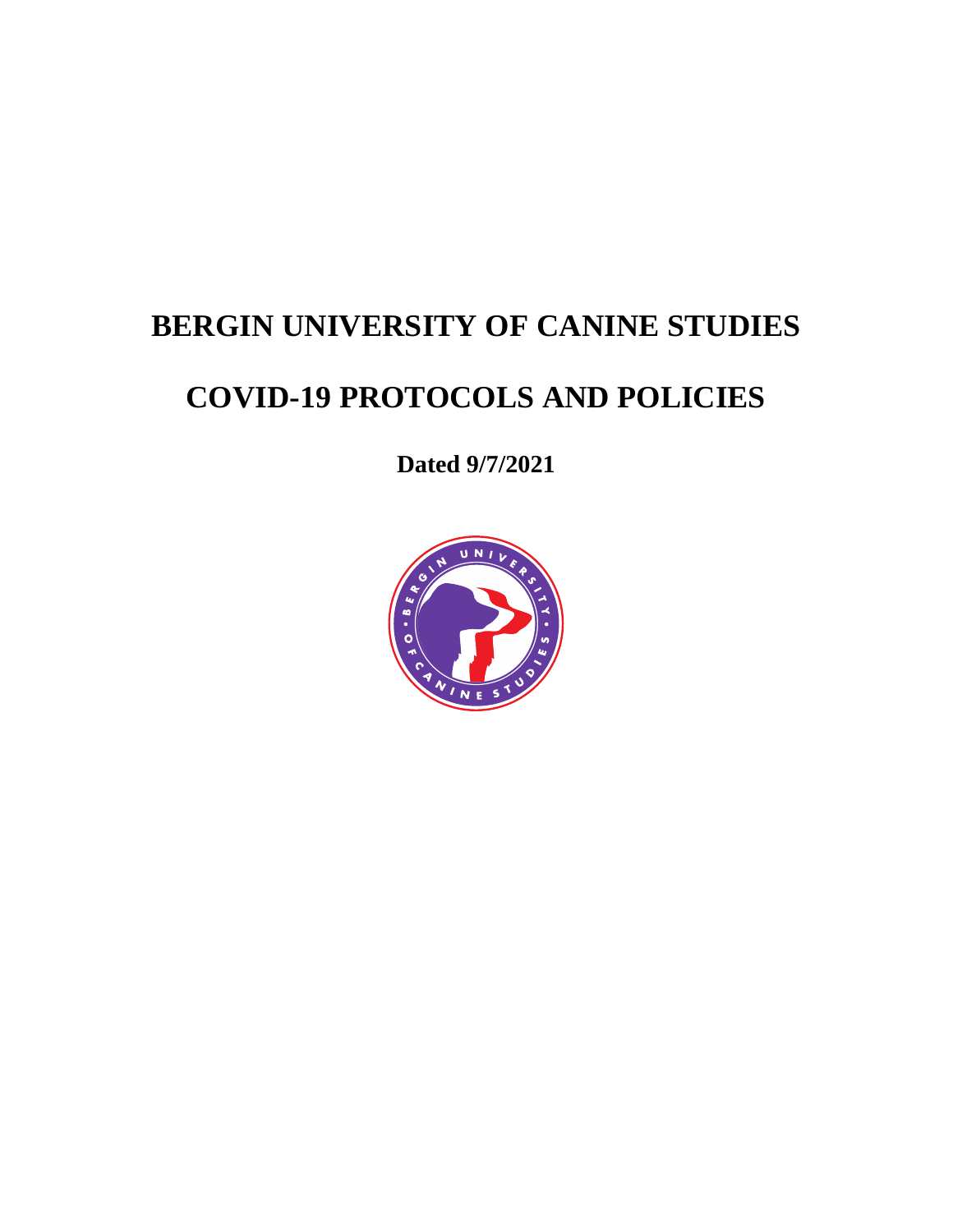# BERGIN UNIVERSITY OF CANINE STUDIES

# COVID-19 PROTOCOLS AND POLICIES

**Dated 9/7/2021**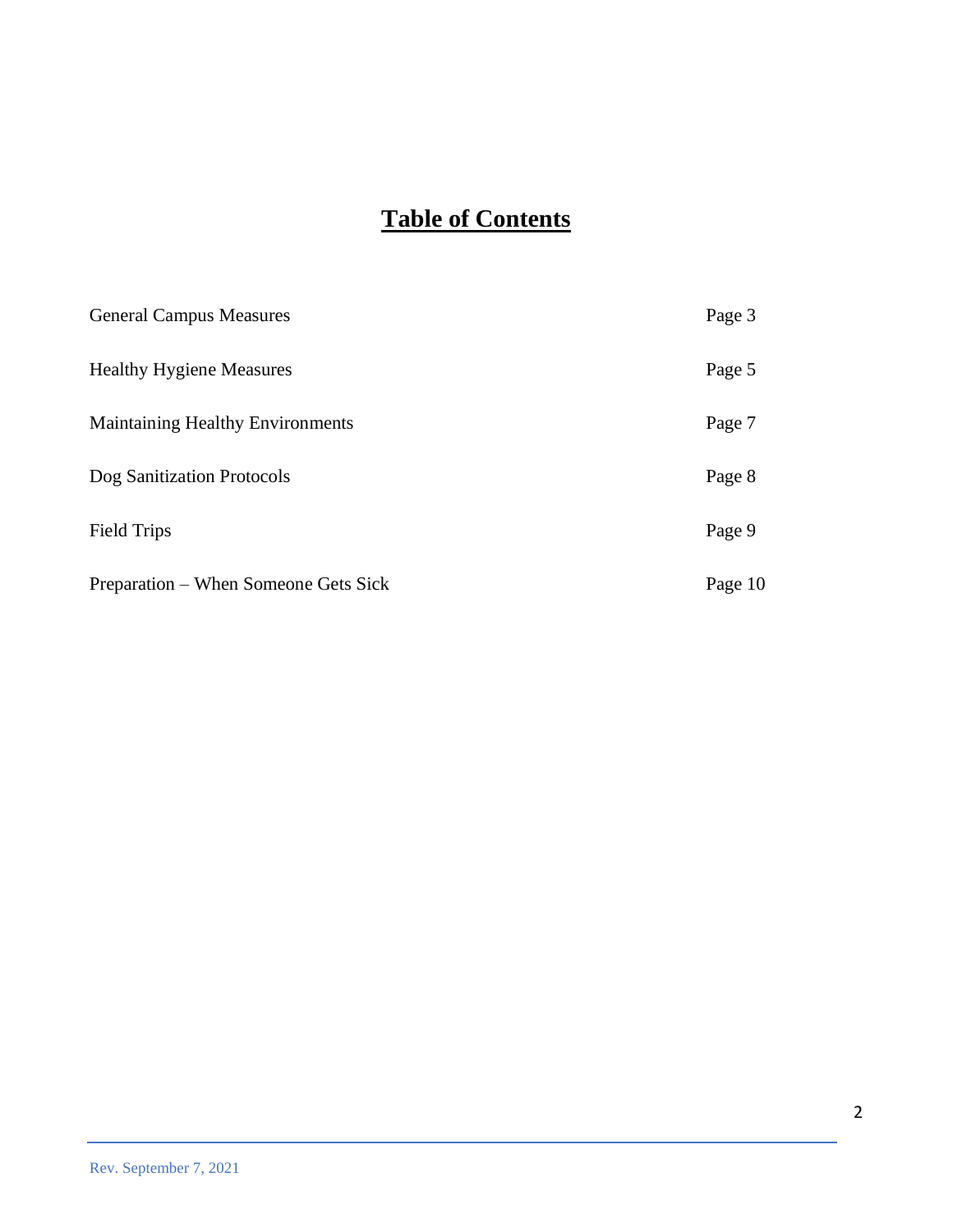# Table of Contents

| | |
|---|---|
| General Campus Measures | Page 3 |
| Healthy Hygiene Measures | Page 5 |
| Maintaining Healthy Environments | Page 7 |
| Dog Sanitization Protocols | Page 8 |
| Field Trips | Page 9 |
| Preparation – When Someone Gets Sick | Page 10 |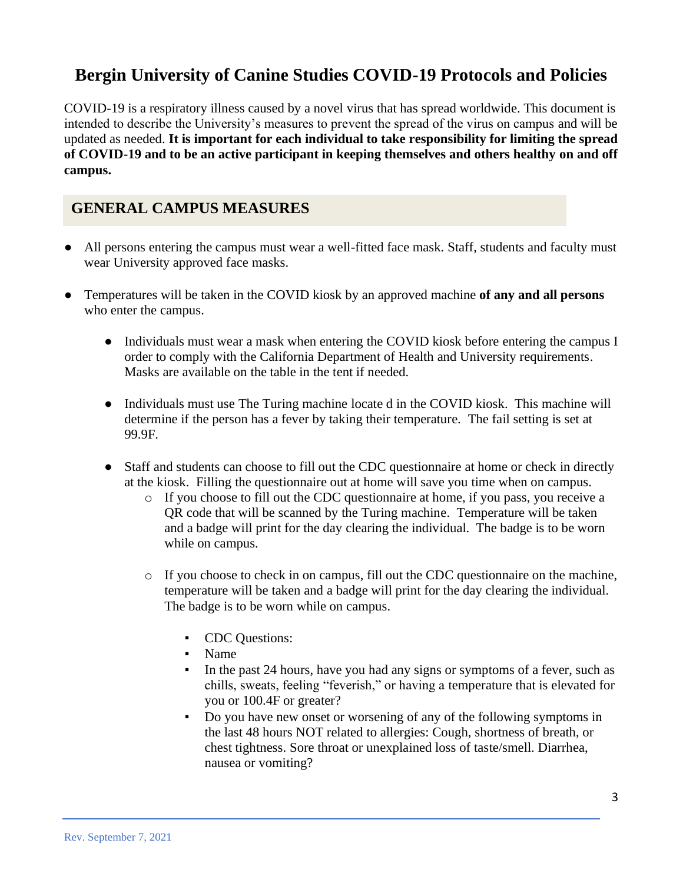# Bergin University of Canine Studies COVID-19 Protocols and Policies

COVID-19 is a respiratory illness caused by a novel virus that has spread worldwide. This document is intended to describe the University's measures to prevent the spread of the virus on campus and will be updated as needed. **It is important for each individual to take responsibility for limiting the spread of COVID-19 and to be an active participant in keeping themselves and others healthy on and off campus.**

## GENERAL CAMPUS MEASURES

- All persons entering the campus must wear a well-fitted face mask. Staff, students and faculty must wear University approved face masks.
- Temperatures will be taken in the COVID kiosk by an approved machine **of any and all persons** who enter the campus.
  - Individuals must wear a mask when entering the COVID kiosk before entering the campus I order to comply with the California Department of Health and University requirements. Masks are available on the table in the tent if needed.
  - Individuals must use The Turing machine locate d in the COVID kiosk. This machine will determine if the person has a fever by taking their temperature. The fail setting is set at 99.9F.
  - Staff and students can choose to fill out the CDC questionnaire at home or check in directly at the kiosk. Filling the questionnaire out at home will save you time when on campus.
    - If you choose to fill out the CDC questionnaire at home, if you pass, you receive a QR code that will be scanned by the Turing machine. Temperature will be taken and a badge will print for the day clearing the individual. The badge is to be worn while on campus.
    - If you choose to check in on campus, fill out the CDC questionnaire on the machine, temperature will be taken and a badge will print for the day clearing the individual. The badge is to be worn while on campus.
      - CDC Questions:
      - Name
      - In the past 24 hours, have you had any signs or symptoms of a fever, such as chills, sweats, feeling "feverish," or having a temperature that is elevated for you or 100.4F or greater?
      - Do you have new onset or worsening of any of the following symptoms in the last 48 hours NOT related to allergies: Cough, shortness of breath, or chest tightness. Sore throat or unexplained loss of taste/smell. Diarrhea, nausea or vomiting?

Rev. September 7, 2021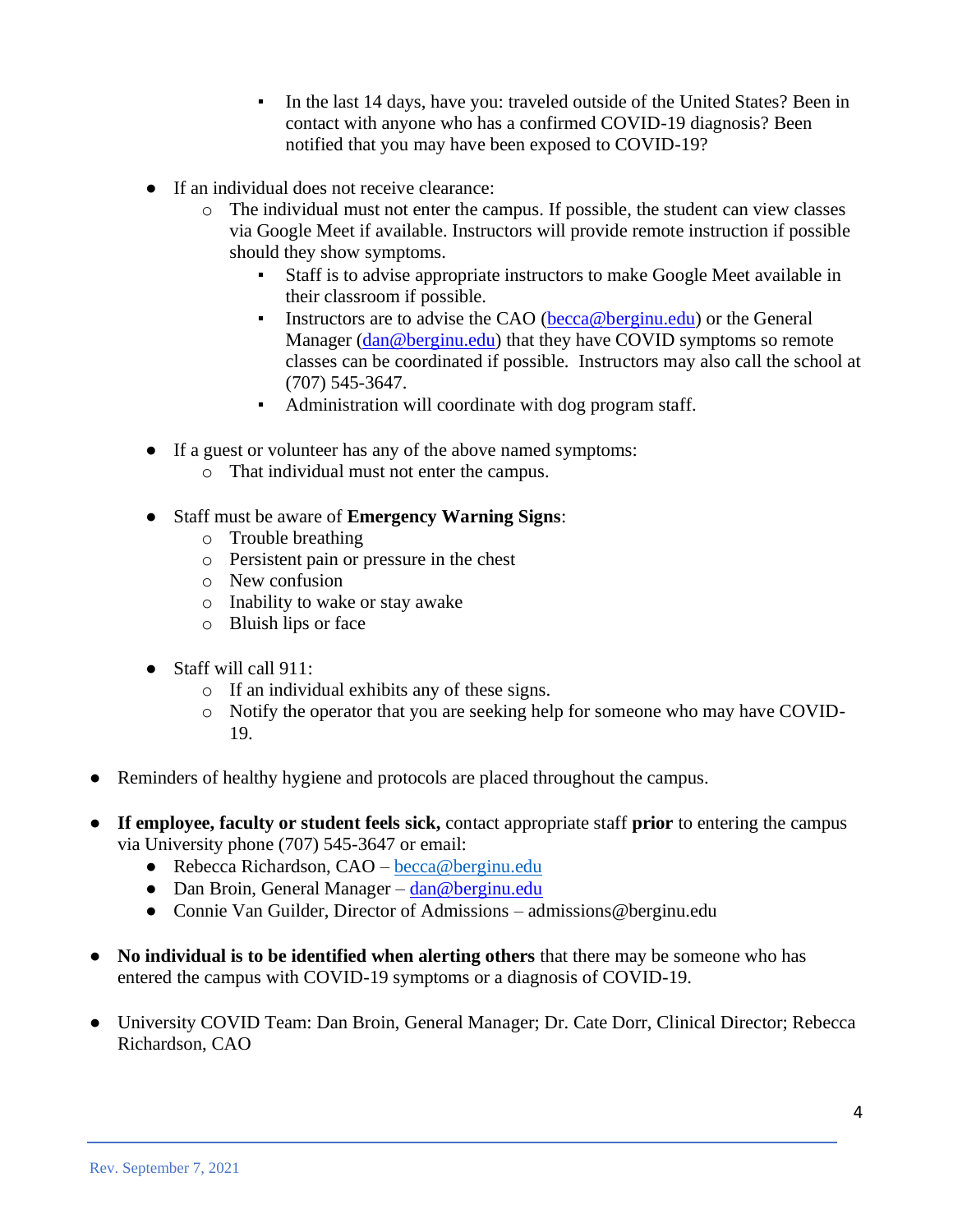- In the last 14 days, have you: traveled outside of the United States? Been in contact with anyone who has a confirmed COVID-19 diagnosis? Been notified that you may have been exposed to COVID-19?

    - If an individual does not receive clearance:
        - The individual must not enter the campus. If possible, the student can view classes via Google Meet if available. Instructors will provide remote instruction if possible should they show symptoms.
            - Staff is to advise appropriate instructors to make Google Meet available in their classroom if possible.
            - Instructors are to advise the CAO (becca@berginu.edu) or the General Manager (dan@berginu.edu) that they have COVID symptoms so remote classes can be coordinated if possible. Instructors may also call the school at (707) 545-3647.
            - Administration will coordinate with dog program staff.

    - If a guest or volunteer has any of the above named symptoms:
        - That individual must not enter the campus.

    - Staff must be aware of **Emergency Warning Signs**:
        - Trouble breathing
        - Persistent pain or pressure in the chest
        - New confusion
        - Inability to wake or stay awake
        - Bluish lips or face

    - Staff will call 911:
        - If an individual exhibits any of these signs.
        - Notify the operator that you are seeking help for someone who may have COVID-19.

- Reminders of healthy hygiene and protocols are placed throughout the campus.

- **If employee, faculty or student feels sick,** contact appropriate staff **prior** to entering the campus via University phone (707) 545-3647 or email:
    - Rebecca Richardson, CAO – becca@berginu.edu
    - Dan Broin, General Manager – dan@berginu.edu
    - Connie Van Guilder, Director of Admissions – admissions@berginu.edu

- **No individual is to be identified when alerting others** that there may be someone who has entered the campus with COVID-19 symptoms or a diagnosis of COVID-19.

- University COVID Team: Dan Broin, General Manager; Dr. Cate Dorr, Clinical Director; Rebecca Richardson, CAO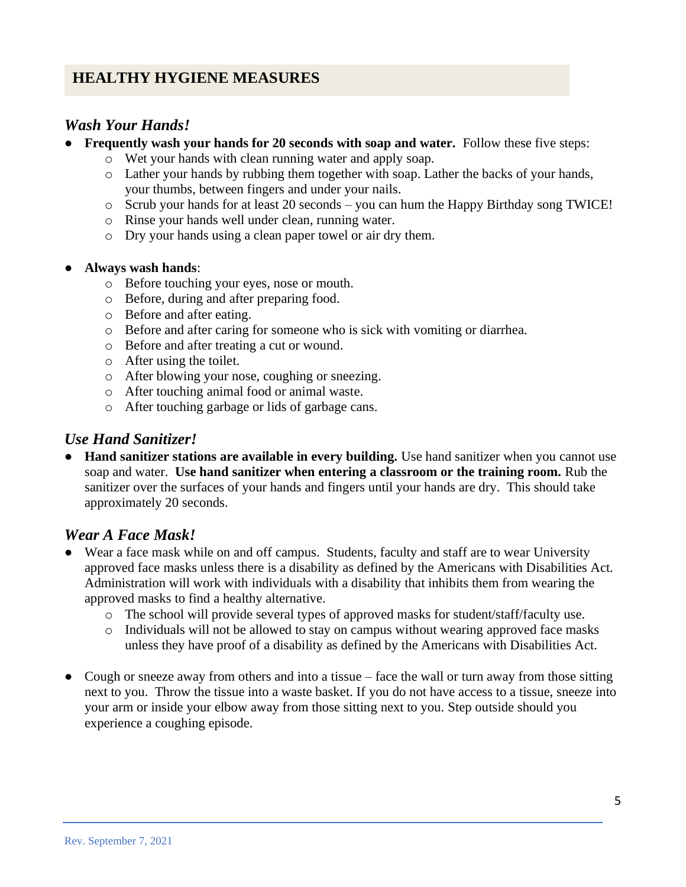## HEALTHY HYGIENE MEASURES

### *Wash Your Hands!*

- **Frequently wash your hands for 20 seconds with soap and water.** Follow these five steps:
  - Wet your hands with clean running water and apply soap.
  - Lather your hands by rubbing them together with soap. Lather the backs of your hands, your thumbs, between fingers and under your nails.
  - Scrub your hands for at least 20 seconds – you can hum the Happy Birthday song TWICE!
  - Rinse your hands well under clean, running water.
  - Dry your hands using a clean paper towel or air dry them.

- **Always wash hands**:
  - Before touching your eyes, nose or mouth.
  - Before, during and after preparing food.
  - Before and after eating.
  - Before and after caring for someone who is sick with vomiting or diarrhea.
  - Before and after treating a cut or wound.
  - After using the toilet.
  - After blowing your nose, coughing or sneezing.
  - After touching animal food or animal waste.
  - After touching garbage or lids of garbage cans.

### *Use Hand Sanitizer!*

- **Hand sanitizer stations are available in every building.** Use hand sanitizer when you cannot use soap and water. **Use hand sanitizer when entering a classroom or the training room.** Rub the sanitizer over the surfaces of your hands and fingers until your hands are dry. This should take approximately 20 seconds.

### *Wear A Face Mask!*

- Wear a face mask while on and off campus. Students, faculty and staff are to wear University approved face masks unless there is a disability as defined by the Americans with Disabilities Act. Administration will work with individuals with a disability that inhibits them from wearing the approved masks to find a healthy alternative.
  - The school will provide several types of approved masks for student/staff/faculty use.
  - Individuals will not be allowed to stay on campus without wearing approved face masks unless they have proof of a disability as defined by the Americans with Disabilities Act.

- Cough or sneeze away from others and into a tissue – face the wall or turn away from those sitting next to you. Throw the tissue into a waste basket. If you do not have access to a tissue, sneeze into your arm or inside your elbow away from those sitting next to you. Step outside should you experience a coughing episode.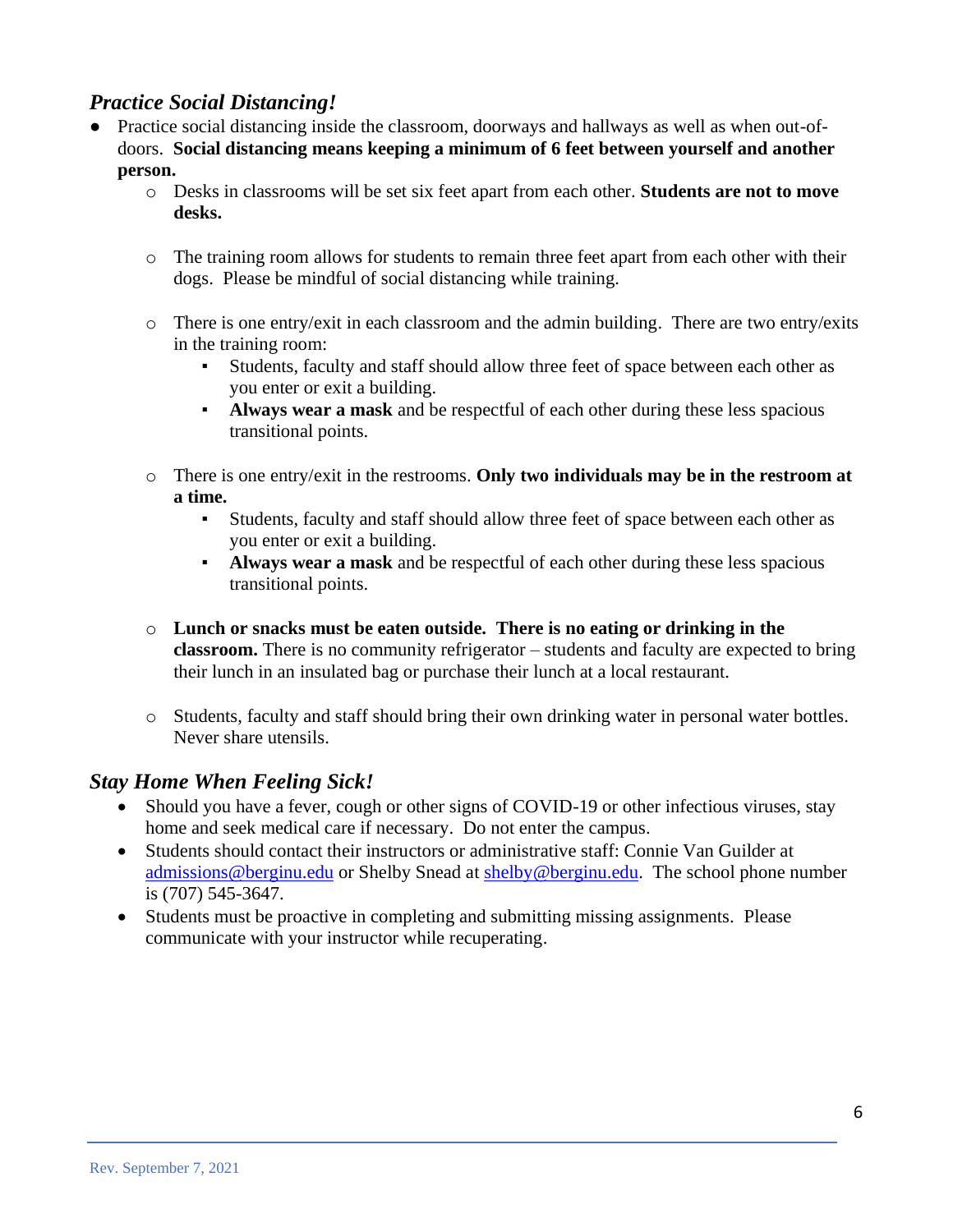## *Practice Social Distancing!*

- Practice social distancing inside the classroom, doorways and hallways as well as when out-of-doors. **Social distancing means keeping a minimum of 6 feet between yourself and another person.**
    - Desks in classrooms will be set six feet apart from each other. **Students are not to move desks.**
    - The training room allows for students to remain three feet apart from each other with their dogs. Please be mindful of social distancing while training.
    - There is one entry/exit in each classroom and the admin building. There are two entry/exits in the training room:
        - Students, faculty and staff should allow three feet of space between each other as you enter or exit a building.
        - **Always wear a mask** and be respectful of each other during these less spacious transitional points.
    - There is one entry/exit in the restrooms. **Only two individuals may be in the restroom at a time.**
        - Students, faculty and staff should allow three feet of space between each other as you enter or exit a building.
        - **Always wear a mask** and be respectful of each other during these less spacious transitional points.
    - **Lunch or snacks must be eaten outside. There is no eating or drinking in the classroom.** There is no community refrigerator – students and faculty are expected to bring their lunch in an insulated bag or purchase their lunch at a local restaurant.
    - Students, faculty and staff should bring their own drinking water in personal water bottles. Never share utensils.

## *Stay Home When Feeling Sick!*

- Should you have a fever, cough or other signs of COVID-19 or other infectious viruses, stay home and seek medical care if necessary. Do not enter the campus.
- Students should contact their instructors or administrative staff: Connie Van Guilder at admissions@berginu.edu or Shelby Snead at shelby@berginu.edu. The school phone number is (707) 545-3647.
- Students must be proactive in completing and submitting missing assignments. Please communicate with your instructor while recuperating.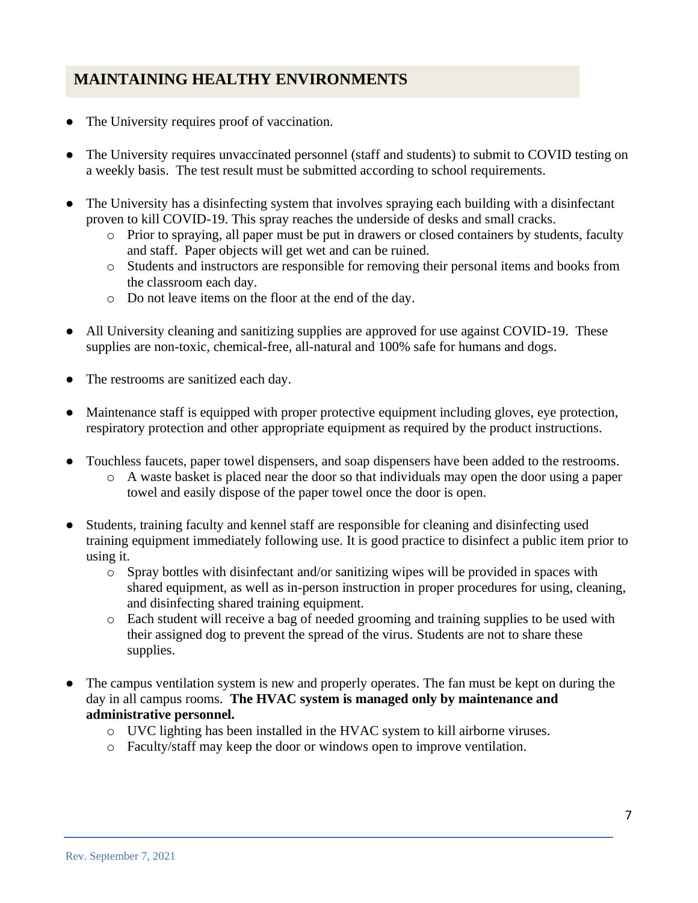## MAINTAINING HEALTHY ENVIRONMENTS

- The University requires proof of vaccination.
- The University requires unvaccinated personnel (staff and students) to submit to COVID testing on a weekly basis. The test result must be submitted according to school requirements.
- The University has a disinfecting system that involves spraying each building with a disinfectant proven to kill COVID-19. This spray reaches the underside of desks and small cracks.
  - Prior to spraying, all paper must be put in drawers or closed containers by students, faculty and staff. Paper objects will get wet and can be ruined.
  - Students and instructors are responsible for removing their personal items and books from the classroom each day.
  - Do not leave items on the floor at the end of the day.
- All University cleaning and sanitizing supplies are approved for use against COVID-19. These supplies are non-toxic, chemical-free, all-natural and 100% safe for humans and dogs.
- The restrooms are sanitized each day.
- Maintenance staff is equipped with proper protective equipment including gloves, eye protection, respiratory protection and other appropriate equipment as required by the product instructions.
- Touchless faucets, paper towel dispensers, and soap dispensers have been added to the restrooms.
  - A waste basket is placed near the door so that individuals may open the door using a paper towel and easily dispose of the paper towel once the door is open.
- Students, training faculty and kennel staff are responsible for cleaning and disinfecting used training equipment immediately following use. It is good practice to disinfect a public item prior to using it.
  - Spray bottles with disinfectant and/or sanitizing wipes will be provided in spaces with shared equipment, as well as in-person instruction in proper procedures for using, cleaning, and disinfecting shared training equipment.
  - Each student will receive a bag of needed grooming and training supplies to be used with their assigned dog to prevent the spread of the virus. Students are not to share these supplies.
- The campus ventilation system is new and properly operates. The fan must be kept on during the day in all campus rooms. **The HVAC system is managed only by maintenance and administrative personnel.**
  - UVC lighting has been installed in the HVAC system to kill airborne viruses.
  - Faculty/staff may keep the door or windows open to improve ventilation.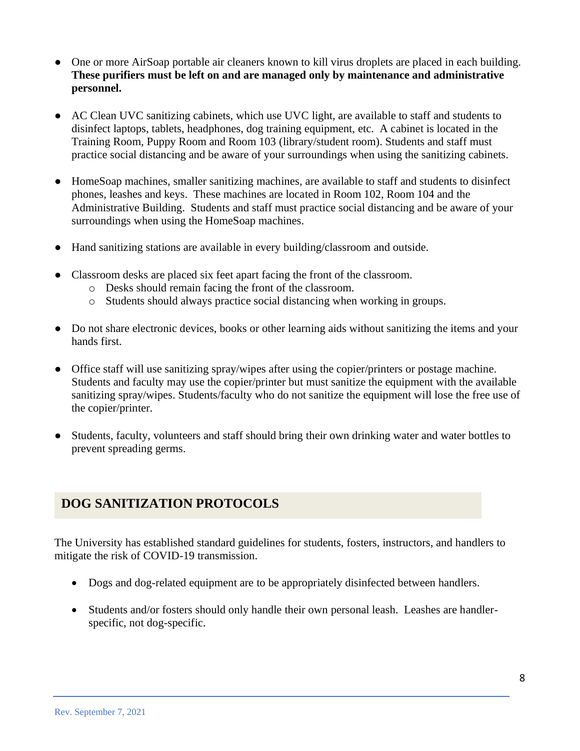- One or more AirSoap portable air cleaners known to kill virus droplets are placed in each building. **These purifiers must be left on and are managed only by maintenance and administrative personnel.**

- AC Clean UVC sanitizing cabinets, which use UVC light, are available to staff and students to disinfect laptops, tablets, headphones, dog training equipment, etc. A cabinet is located in the Training Room, Puppy Room and Room 103 (library/student room). Students and staff must practice social distancing and be aware of your surroundings when using the sanitizing cabinets.

- HomeSoap machines, smaller sanitizing machines, are available to staff and students to disinfect phones, leashes and keys. These machines are located in Room 102, Room 104 and the Administrative Building. Students and staff must practice social distancing and be aware of your surroundings when using the HomeSoap machines.

- Hand sanitizing stations are available in every building/classroom and outside.

- Classroom desks are placed six feet apart facing the front of the classroom.
  - Desks should remain facing the front of the classroom.
  - Students should always practice social distancing when working in groups.

- Do not share electronic devices, books or other learning aids without sanitizing the items and your hands first.

- Office staff will use sanitizing spray/wipes after using the copier/printers or postage machine. Students and faculty may use the copier/printer but must sanitize the equipment with the available sanitizing spray/wipes. Students/faculty who do not sanitize the equipment will lose the free use of the copier/printer.

- Students, faculty, volunteers and staff should bring their own drinking water and water bottles to prevent spreading germs.

## DOG SANITIZATION PROTOCOLS

The University has established standard guidelines for students, fosters, instructors, and handlers to mitigate the risk of COVID-19 transmission.

- Dogs and dog-related equipment are to be appropriately disinfected between handlers.

- Students and/or fosters should only handle their own personal leash. Leashes are handler-specific, not dog-specific.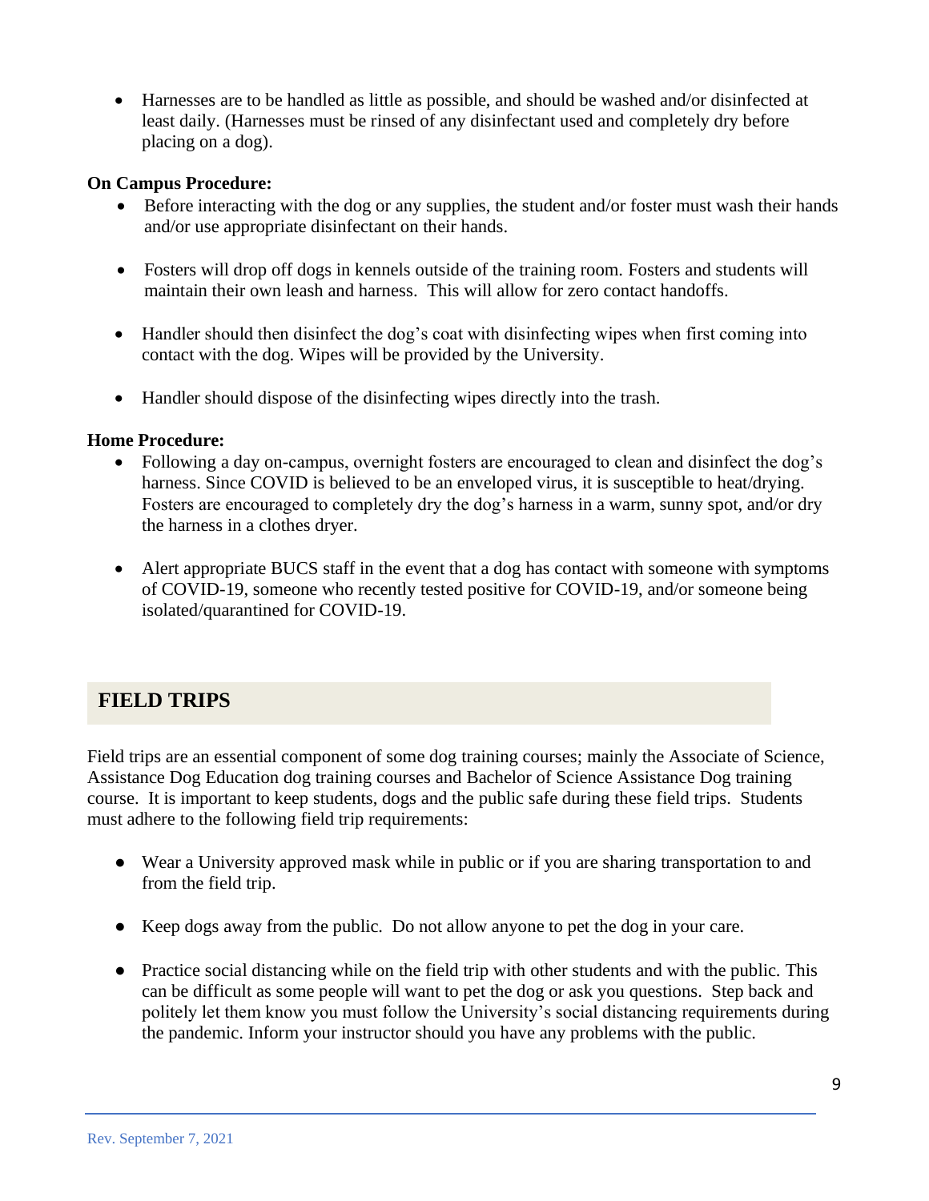- Harnesses are to be handled as little as possible, and should be washed and/or disinfected at least daily. (Harnesses must be rinsed of any disinfectant used and completely dry before placing on a dog).

**On Campus Procedure:**

- Before interacting with the dog or any supplies, the student and/or foster must wash their hands and/or use appropriate disinfectant on their hands.
- Fosters will drop off dogs in kennels outside of the training room. Fosters and students will maintain their own leash and harness. This will allow for zero contact handoffs.
- Handler should then disinfect the dog's coat with disinfecting wipes when first coming into contact with the dog. Wipes will be provided by the University.
- Handler should dispose of the disinfecting wipes directly into the trash.

**Home Procedure:**

- Following a day on-campus, overnight fosters are encouraged to clean and disinfect the dog's harness. Since COVID is believed to be an enveloped virus, it is susceptible to heat/drying. Fosters are encouraged to completely dry the dog's harness in a warm, sunny spot, and/or dry the harness in a clothes dryer.
- Alert appropriate BUCS staff in the event that a dog has contact with someone with symptoms of COVID-19, someone who recently tested positive for COVID-19, and/or someone being isolated/quarantined for COVID-19.

## FIELD TRIPS

Field trips are an essential component of some dog training courses; mainly the Associate of Science, Assistance Dog Education dog training courses and Bachelor of Science Assistance Dog training course. It is important to keep students, dogs and the public safe during these field trips. Students must adhere to the following field trip requirements:

- Wear a University approved mask while in public or if you are sharing transportation to and from the field trip.
- Keep dogs away from the public. Do not allow anyone to pet the dog in your care.
- Practice social distancing while on the field trip with other students and with the public. This can be difficult as some people will want to pet the dog or ask you questions. Step back and politely let them know you must follow the University's social distancing requirements during the pandemic. Inform your instructor should you have any problems with the public.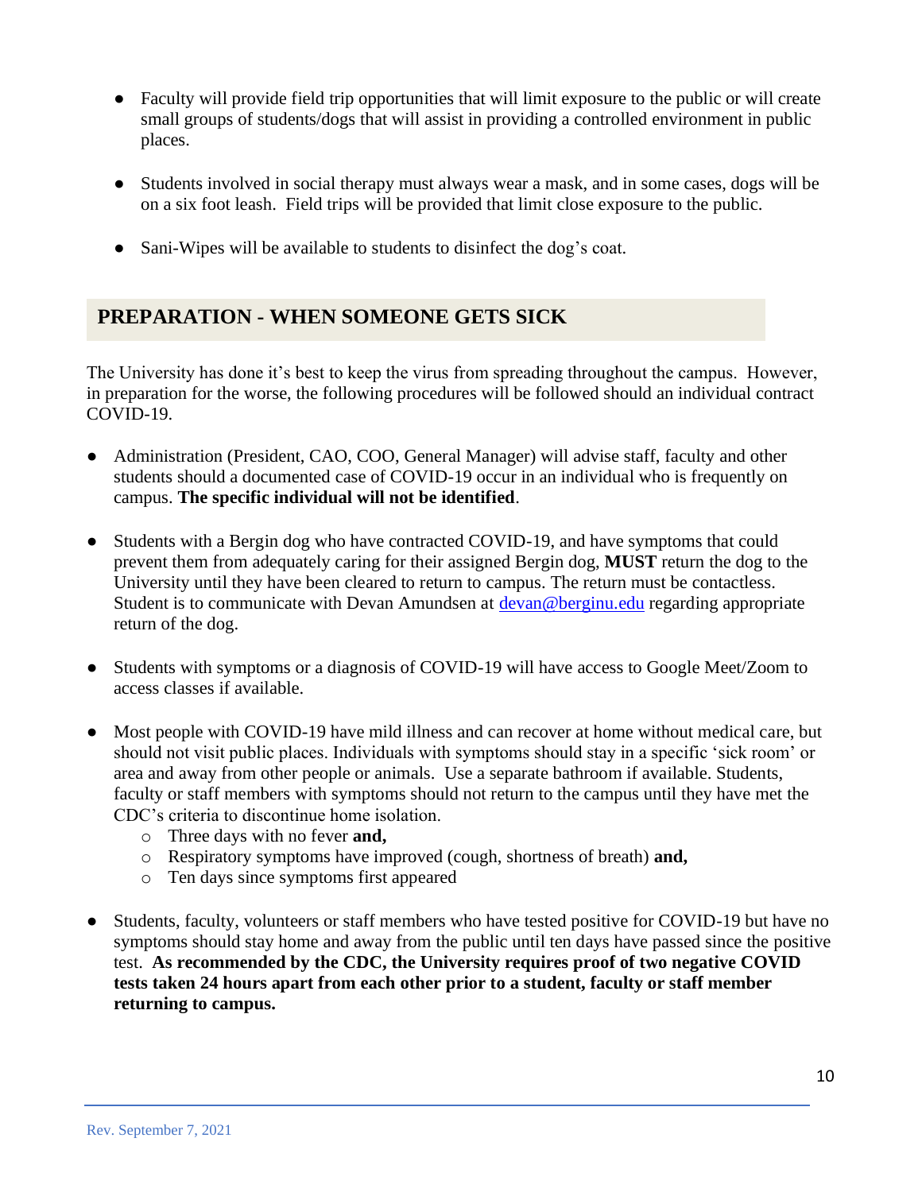- Faculty will provide field trip opportunities that will limit exposure to the public or will create small groups of students/dogs that will assist in providing a controlled environment in public places.

- Students involved in social therapy must always wear a mask, and in some cases, dogs will be on a six foot leash. Field trips will be provided that limit close exposure to the public.

- Sani-Wipes will be available to students to disinfect the dog's coat.

## PREPARATION - WHEN SOMEONE GETS SICK

The University has done it's best to keep the virus from spreading throughout the campus. However, in preparation for the worse, the following procedures will be followed should an individual contract COVID-19.

- Administration (President, CAO, COO, General Manager) will advise staff, faculty and other students should a documented case of COVID-19 occur in an individual who is frequently on campus. **The specific individual will not be identified**.

- Students with a Bergin dog who have contracted COVID-19, and have symptoms that could prevent them from adequately caring for their assigned Bergin dog, **MUST** return the dog to the University until they have been cleared to return to campus. The return must be contactless. Student is to communicate with Devan Amundsen at [devan@berginu.edu](mailto:devan@berginu.edu) regarding appropriate return of the dog.

- Students with symptoms or a diagnosis of COVID-19 will have access to Google Meet/Zoom to access classes if available.

- Most people with COVID-19 have mild illness and can recover at home without medical care, but should not visit public places. Individuals with symptoms should stay in a specific 'sick room' or area and away from other people or animals. Use a separate bathroom if available. Students, faculty or staff members with symptoms should not return to the campus until they have met the CDC's criteria to discontinue home isolation.
  - Three days with no fever **and,**
  - Respiratory symptoms have improved (cough, shortness of breath) **and,**
  - Ten days since symptoms first appeared

- Students, faculty, volunteers or staff members who have tested positive for COVID-19 but have no symptoms should stay home and away from the public until ten days have passed since the positive test. **As recommended by the CDC, the University requires proof of two negative COVID tests taken 24 hours apart from each other prior to a student, faculty or staff member returning to campus.**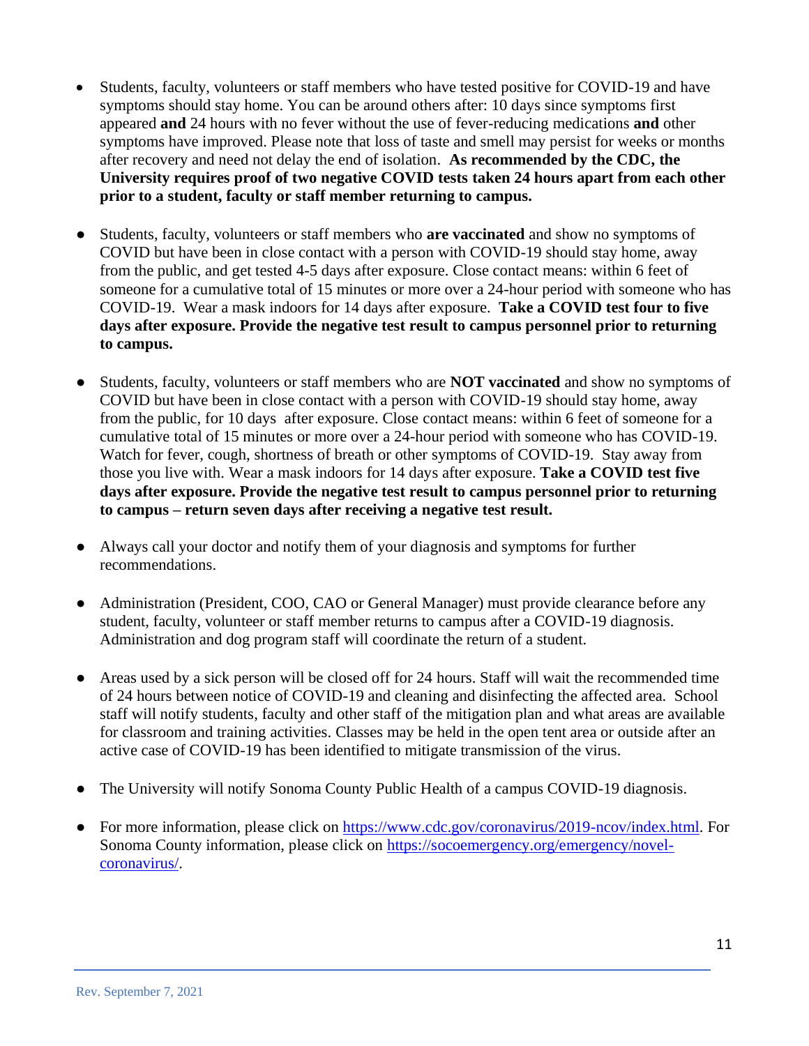- Students, faculty, volunteers or staff members who have tested positive for COVID-19 and have symptoms should stay home. You can be around others after: 10 days since symptoms first appeared **and** 24 hours with no fever without the use of fever-reducing medications **and** other symptoms have improved. Please note that loss of taste and smell may persist for weeks or months after recovery and need not delay the end of isolation. **As recommended by the CDC, the University requires proof of two negative COVID tests taken 24 hours apart from each other prior to a student, faculty or staff member returning to campus.**

- Students, faculty, volunteers or staff members who **are vaccinated** and show no symptoms of COVID but have been in close contact with a person with COVID-19 should stay home, away from the public, and get tested 4-5 days after exposure. Close contact means: within 6 feet of someone for a cumulative total of 15 minutes or more over a 24-hour period with someone who has COVID-19. Wear a mask indoors for 14 days after exposure. **Take a COVID test four to five days after exposure. Provide the negative test result to campus personnel prior to returning to campus.**

- Students, faculty, volunteers or staff members who are **NOT vaccinated** and show no symptoms of COVID but have been in close contact with a person with COVID-19 should stay home, away from the public, for 10 days after exposure. Close contact means: within 6 feet of someone for a cumulative total of 15 minutes or more over a 24-hour period with someone who has COVID-19. Watch for fever, cough, shortness of breath or other symptoms of COVID-19. Stay away from those you live with. Wear a mask indoors for 14 days after exposure. **Take a COVID test five days after exposure. Provide the negative test result to campus personnel prior to returning to campus – return seven days after receiving a negative test result.**

- Always call your doctor and notify them of your diagnosis and symptoms for further recommendations.

- Administration (President, COO, CAO or General Manager) must provide clearance before any student, faculty, volunteer or staff member returns to campus after a COVID-19 diagnosis. Administration and dog program staff will coordinate the return of a student.

- Areas used by a sick person will be closed off for 24 hours. Staff will wait the recommended time of 24 hours between notice of COVID-19 and cleaning and disinfecting the affected area. School staff will notify students, faculty and other staff of the mitigation plan and what areas are available for classroom and training activities. Classes may be held in the open tent area or outside after an active case of COVID-19 has been identified to mitigate transmission of the virus.

- The University will notify Sonoma County Public Health of a campus COVID-19 diagnosis.

- For more information, please click on [https://www.cdc.gov/coronavirus/2019-ncov/index.html](https://www.cdc.gov/coronavirus/2019-ncov/index.html). For Sonoma County information, please click on [https://socoemergency.org/emergency/novel-coronavirus/](https://socoemergency.org/emergency/novel-coronavirus/).

Rev. September 7, 2021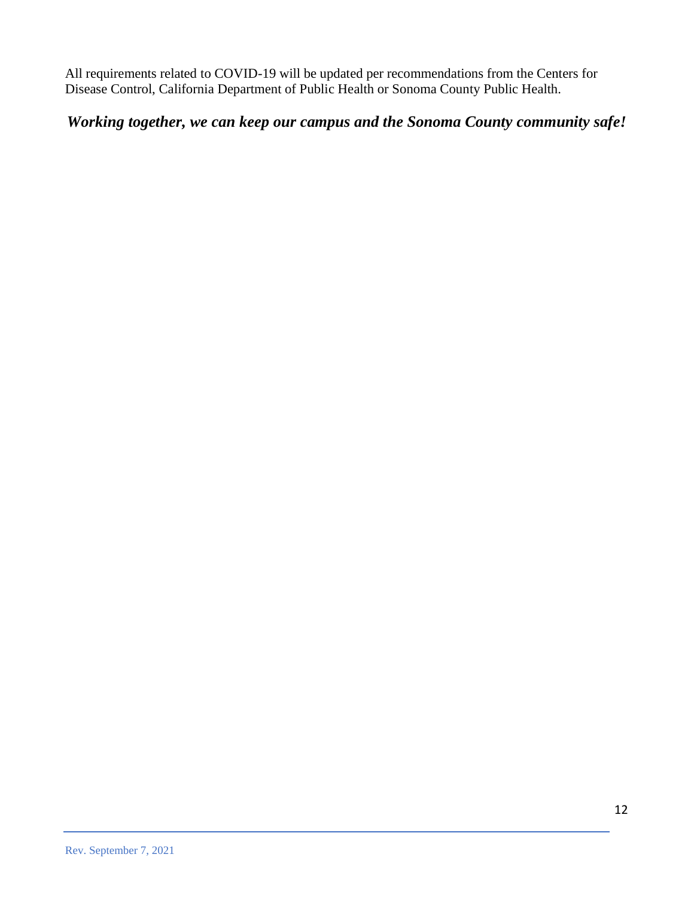All requirements related to COVID-19 will be updated per recommendations from the Centers for Disease Control, California Department of Public Health or Sonoma County Public Health.

***Working together, we can keep our campus and the Sonoma County community safe!***